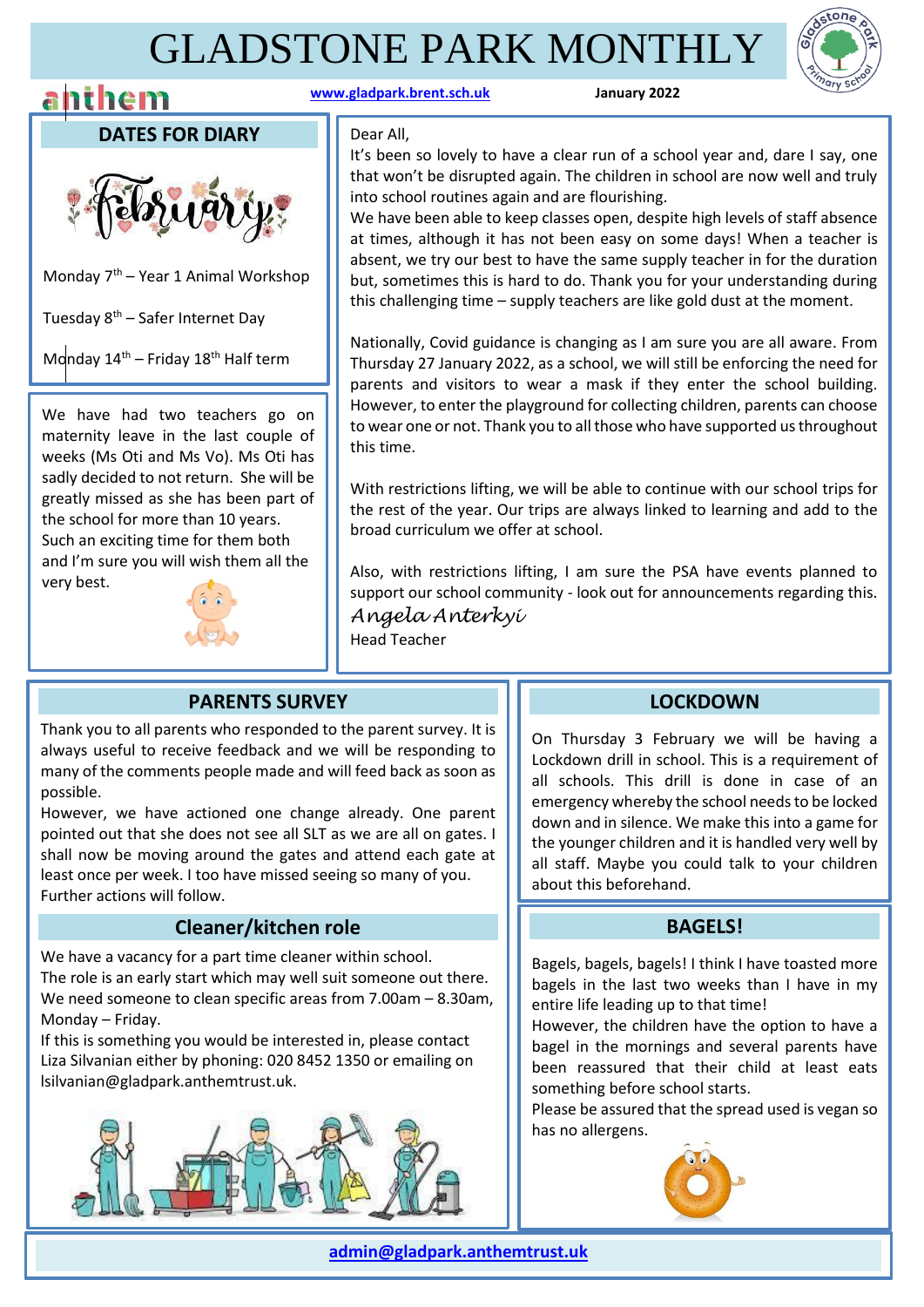# GLADSTONE PARK MONTHLY

anthem

www.gladpark.brent.sch.uk

January 2022

## DATES FOR DIARY

February

Monday 7th – Year 1 Animal Workshop

Tuesday 8th – Safer Internet Day

Monday 14th – Friday 18th Half term

We have had two teachers go on maternity leave in the last couple of weeks (Ms Oti and Ms Vo). Ms Oti has sadly decided to not return. She will be greatly missed as she has been part of the school for more than 10 years. Such an exciting time for them both and I'm sure you will wish them all the very best.

Dear All,

It's been so lovely to have a clear run of a school year and, dare I say, one that won't be disrupted again. The children in school are now well and truly into school routines again and are flourishing.

We have been able to keep classes open, despite high levels of staff absence at times, although it has not been easy on some days! When a teacher is absent, we try our best to have the same supply teacher in for the duration but, sometimes this is hard to do. Thank you for your understanding during this challenging time – supply teachers are like gold dust at the moment.

Nationally, Covid guidance is changing as I am sure you are all aware. From Thursday 27 January 2022, as a school, we will still be enforcing the need for parents and visitors to wear a mask if they enter the school building. However, to enter the playground for collecting children, parents can choose to wear one or not. Thank you to all those who have supported us throughout this time.

With restrictions lifting, we will be able to continue with our school trips for the rest of the year. Our trips are always linked to learning and add to the broad curriculum we offer at school.

Also, with restrictions lifting, I am sure the PSA have events planned to support our school community - look out for announcements regarding this.

*Angela Anterkyi*

Head Teacher

## PARENTS SURVEY

Thank you to all parents who responded to the parent survey. It is always useful to receive feedback and we will be responding to many of the comments people made and will feed back as soon as possible.

However, we have actioned one change already. One parent pointed out that she does not see all SLT as we are all on gates. I shall now be moving around the gates and attend each gate at least once per week. I too have missed seeing so many of you. Further actions will follow.

## Cleaner/kitchen role

We have a vacancy for a part time cleaner within school.

The role is an early start which may well suit someone out there.

We need someone to clean specific areas from 7.00am – 8.30am, Monday – Friday.

If this is something you would be interested in, please contact Liza Silvanian either by phoning: 020 8452 1350 or emailing on lsilvanian@gladpark.anthemtrust.uk.

## LOCKDOWN

On Thursday 3 February we will be having a Lockdown drill in school. This is a requirement of all schools. This drill is done in case of an emergency whereby the school needs to be locked down and in silence. We make this into a game for the younger children and it is handled very well by all staff. Maybe you could talk to your children about this beforehand.

## BAGELS!

Bagels, bagels, bagels! I think I have toasted more bagels in the last two weeks than I have in my entire life leading up to that time!

However, the children have the option to have a bagel in the mornings and several parents have been reassured that their child at least eats something before school starts.

Please be assured that the spread used is vegan so has no allergens.

admin@gladpark.anthemtrust.uk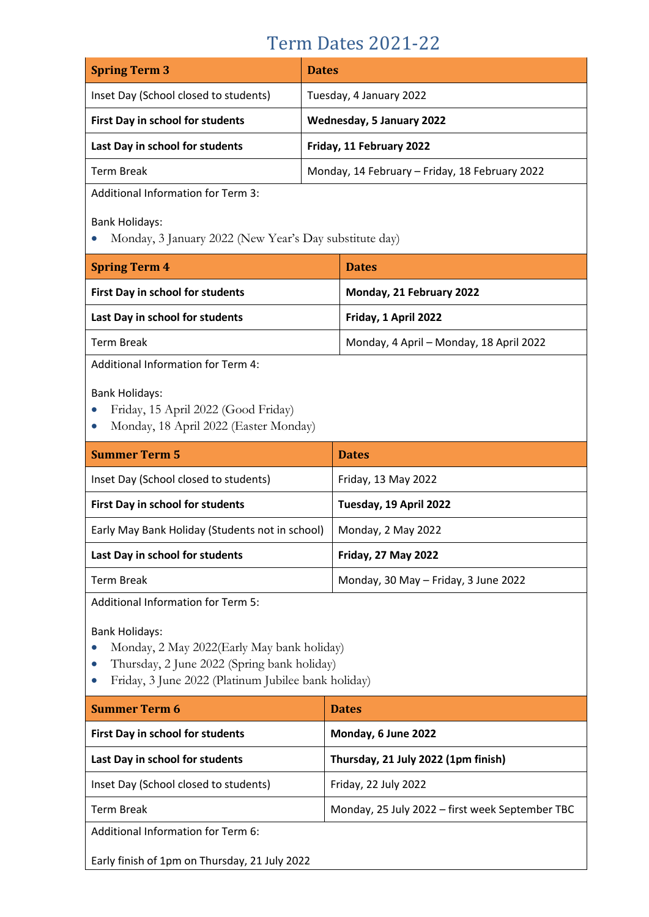# Term Dates 2021-22

| Spring Term 3 | Dates |
|---|---|
| Inset Day (School closed to students) | Tuesday, 4 January 2022 |
| **First Day in school for students** | **Wednesday, 5 January 2022** |
| **Last Day in school for students** | **Friday, 11 February 2022** |
| Term Break | Monday, 14 February – Friday, 18 February 2022 |

Additional Information for Term 3:

Bank Holidays:
- Monday, 3 January 2022 (New Year's Day substitute day)

| Spring Term 4 | Dates |
|---|---|
| **First Day in school for students** | **Monday, 21 February 2022** |
| **Last Day in school for students** | **Friday, 1 April 2022** |
| Term Break | Monday, 4 April – Monday, 18 April 2022 |

Additional Information for Term 4:

Bank Holidays:
- Friday, 15 April 2022 (Good Friday)
- Monday, 18 April 2022 (Easter Monday)

| Summer Term 5 | Dates |
|---|---|
| Inset Day (School closed to students) | Friday, 13 May 2022 |
| **First Day in school for students** | **Tuesday, 19 April 2022** |
| Early May Bank Holiday (Students not in school) | Monday, 2 May 2022 |
| **Last Day in school for students** | **Friday, 27 May 2022** |
| Term Break | Monday, 30 May – Friday, 3 June 2022 |

Additional Information for Term 5:

Bank Holidays:
- Monday, 2 May 2022(Early May bank holiday)
- Thursday, 2 June 2022 (Spring bank holiday)
- Friday, 3 June 2022 (Platinum Jubilee bank holiday)

| Summer Term 6 | Dates |
|---|---|
| **First Day in school for students** | **Monday, 6 June 2022** |
| **Last Day in school for students** | **Thursday, 21 July 2022 (1pm finish)** |
| Inset Day (School closed to students) | Friday, 22 July 2022 |
| Term Break | Monday, 25 July 2022 – first week September TBC |

Additional Information for Term 6:

Early finish of 1pm on Thursday, 21 July 2022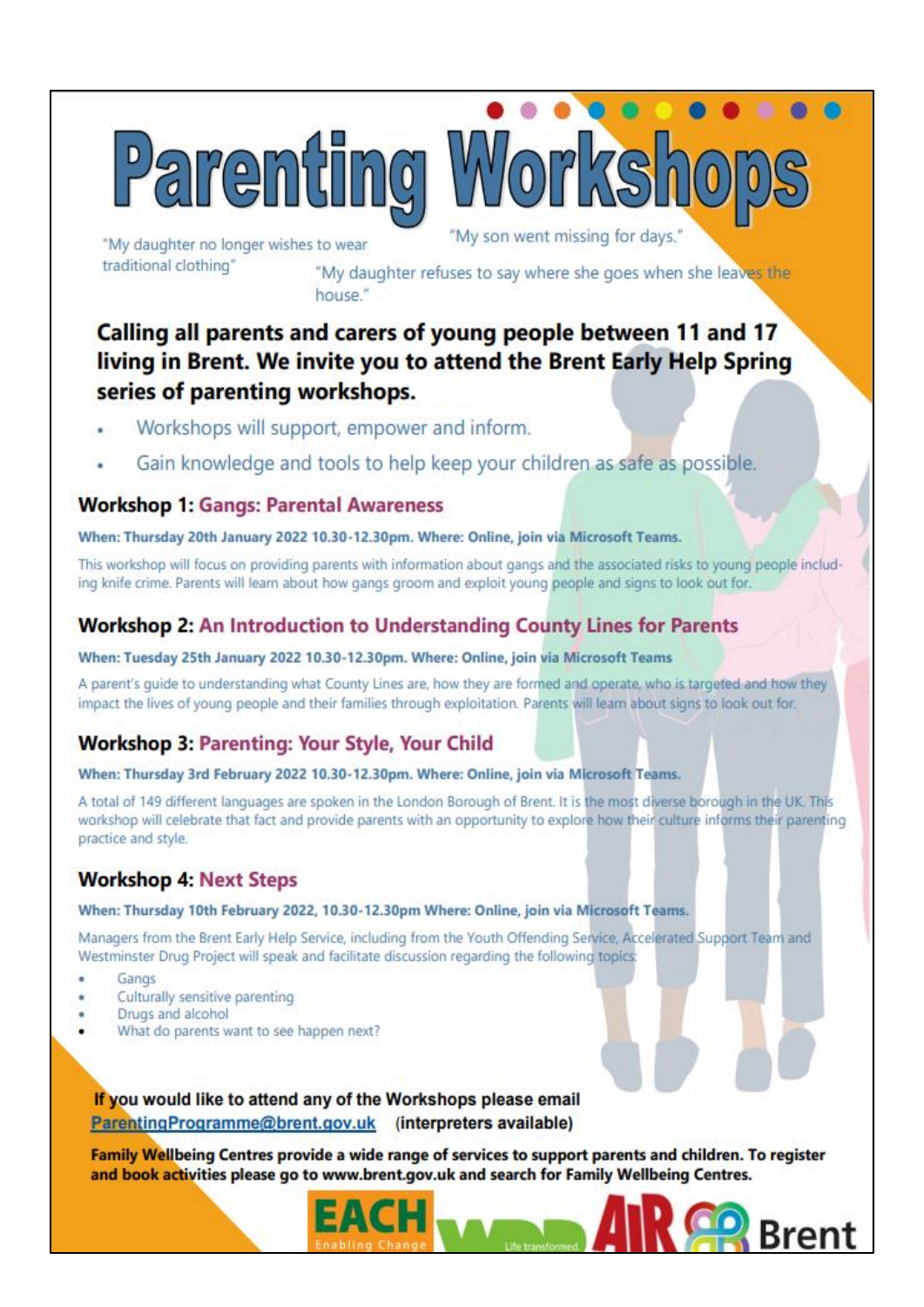# Parenting Workshops

"My daughter no longer wishes to wear traditional clothing"

"My son went missing for days."

"My daughter refuses to say where she goes when she leaves the house."

**Calling all parents and carers of young people between 11 and 17 living in Brent. We invite you to attend the Brent Early Help Spring series of parenting workshops.**

- Workshops will support, empower and inform.
- Gain knowledge and tools to help keep your children as safe as possible.

## Workshop 1: Gangs: Parental Awareness

**When: Thursday 20th January 2022 10.30-12.30pm. Where: Online, join via Microsoft Teams.**

This workshop will focus on providing parents with information about gangs and the associated risks to young people including knife crime. Parents will learn about how gangs groom and exploit young people and signs to look out for.

## Workshop 2: An Introduction to Understanding County Lines for Parents

**When: Tuesday 25th January 2022 10.30-12.30pm. Where: Online, join via Microsoft Teams**

A parent's guide to understanding what County Lines are, how they are formed and operate, who is targeted and how they impact the lives of young people and their families through exploitation. Parents will learn about signs to look out for.

## Workshop 3: Parenting: Your Style, Your Child

**When: Thursday 3rd February 2022 10.30-12.30pm. Where: Online, join via Microsoft Teams.**

A total of 149 different languages are spoken in the London Borough of Brent. It is the most diverse borough in the UK. This workshop will celebrate that fact and provide parents with an opportunity to explore how their culture informs their parenting practice and style.

## Workshop 4: Next Steps

**When: Thursday 10th February 2022, 10.30-12.30pm Where: Online, join via Microsoft Teams.**

Managers from the Brent Early Help Service, including from the Youth Offending Service, Accelerated Support Team and Westminster Drug Project will speak and facilitate discussion regarding the following topics:

- Gangs
- Culturally sensitive parenting
- Drugs and alcohol
- What do parents want to see happen next?

**If you would like to attend any of the Workshops please email ParentingProgramme@brent.gov.uk (interpreters available)**

**Family Wellbeing Centres provide a wide range of services to support parents and children. To register and book activities please go to www.brent.gov.uk and search for Family Wellbeing Centres.**

EACH Enabling Change · WDP Life transformed · AIR · Brent